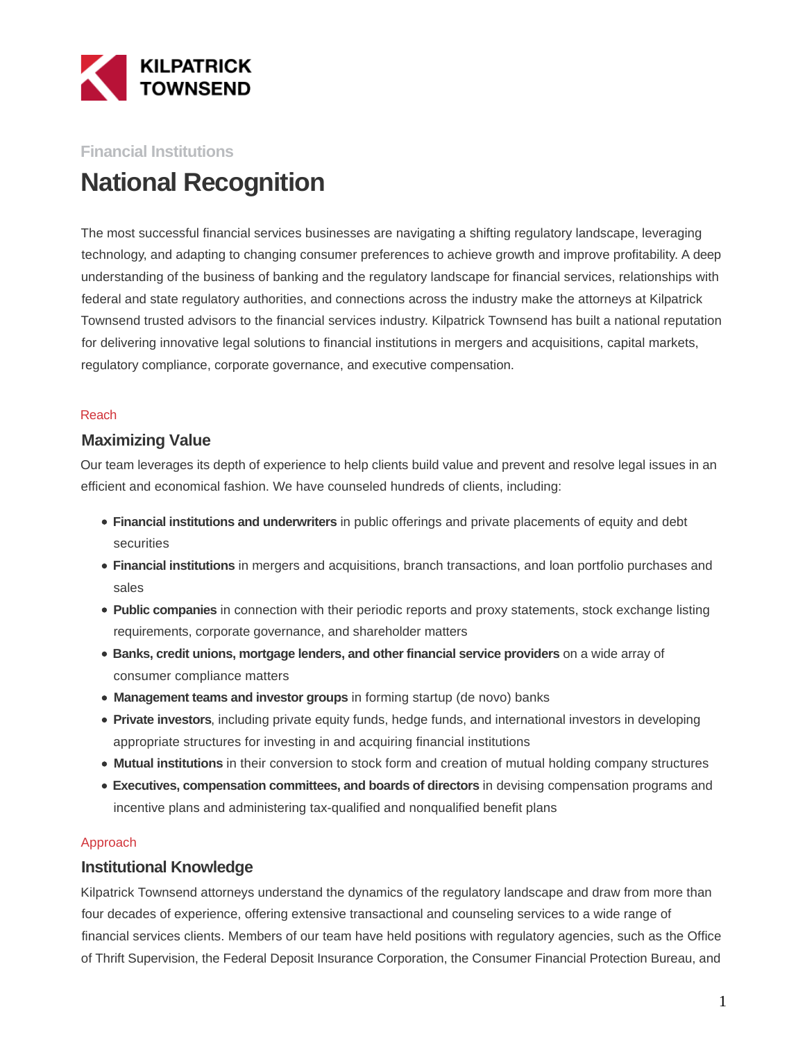KILPATRICK TOWNSEND

Financial Institutions

# National Recognition

The most successful financial services businesses are navigating a shifting regulatory landscape, leveraging technology, and adapting to changing consumer preferences to achieve growth and improve profitability. A deep understanding of the business of banking and the regulatory landscape for financial services, relationships with federal and state regulatory authorities, and connections across the industry make the attorneys at Kilpatrick Townsend trusted advisors to the financial services industry. Kilpatrick Townsend has built a national reputation for delivering innovative legal solutions to financial institutions in mergers and acquisitions, capital markets, regulatory compliance, corporate governance, and executive compensation.

Reach

## Maximizing Value

Our team leverages its depth of experience to help clients build value and prevent and resolve legal issues in an efficient and economical fashion. We have counseled hundreds of clients, including:

- **Financial institutions and underwriters** in public offerings and private placements of equity and debt securities
- **Financial institutions** in mergers and acquisitions, branch transactions, and loan portfolio purchases and sales
- **Public companies** in connection with their periodic reports and proxy statements, stock exchange listing requirements, corporate governance, and shareholder matters
- **Banks, credit unions, mortgage lenders, and other financial service providers** on a wide array of consumer compliance matters
- **Management teams and investor groups** in forming startup (de novo) banks
- **Private investors**, including private equity funds, hedge funds, and international investors in developing appropriate structures for investing in and acquiring financial institutions
- **Mutual institutions** in their conversion to stock form and creation of mutual holding company structures
- **Executives, compensation committees, and boards of directors** in devising compensation programs and incentive plans and administering tax-qualified and nonqualified benefit plans

Approach

## Institutional Knowledge

Kilpatrick Townsend attorneys understand the dynamics of the regulatory landscape and draw from more than four decades of experience, offering extensive transactional and counseling services to a wide range of financial services clients. Members of our team have held positions with regulatory agencies, such as the Office of Thrift Supervision, the Federal Deposit Insurance Corporation, the Consumer Financial Protection Bureau, and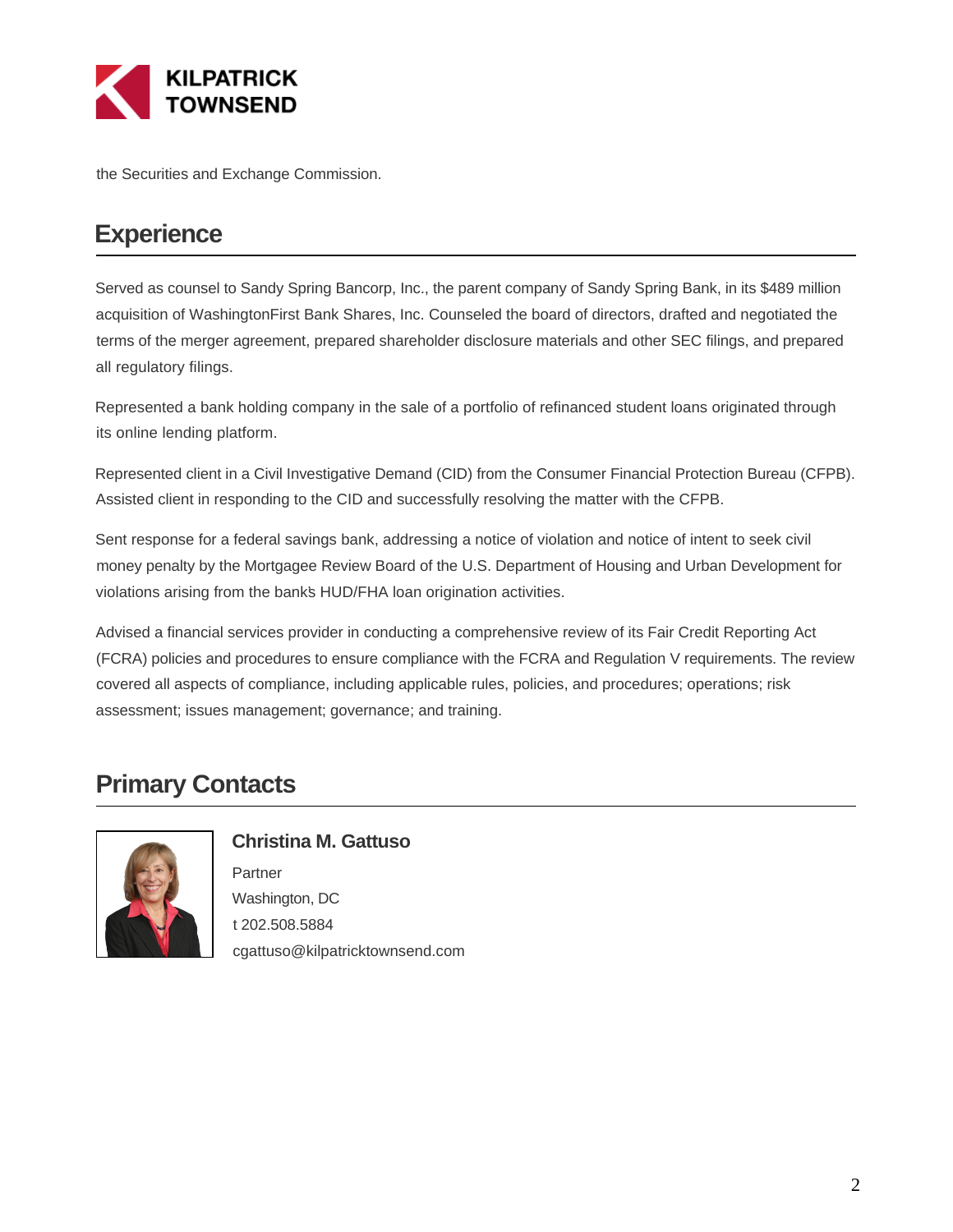the Securities and Exchange Commission.

## Experience

Served as counsel to Sandy Spring Bancorp, Inc., the parent company of Sandy Spring Bank, in its $489 million acquisition of WashingtonFirst Bank Shares, Inc. Counseled the board of directors, drafted and negotiated the terms of the merger agreement, prepared shareholder disclosure materials and other SEC filings, and prepared all regulatory filings.

Represented a bank holding company in the sale of a portfolio of refinanced student loans originated through its online lending platform.

Represented client in a Civil Investigative Demand (CID) from the Consumer Financial Protection Bureau (CFPB). Assisted client in responding to the CID and successfully resolving the matter with the CFPB.

Sent response for a federal savings bank, addressing a notice of violation and notice of intent to seek civil money penalty by the Mortgagee Review Board of the U.S. Department of Housing and Urban Development for violations arising from the bank's HUD/FHA loan origination activities.

Advised a financial services provider in conducting a comprehensive review of its Fair Credit Reporting Act (FCRA) policies and procedures to ensure compliance with the FCRA and Regulation V requirements. The review covered all aspects of compliance, including applicable rules, policies, and procedures; operations; risk assessment; issues management; governance; and training.

## Primary Contacts

### Christina M. Gattuso

Partner

Washington, DC

t 202.508.5884

cgattuso@kilpatricktownsend.com